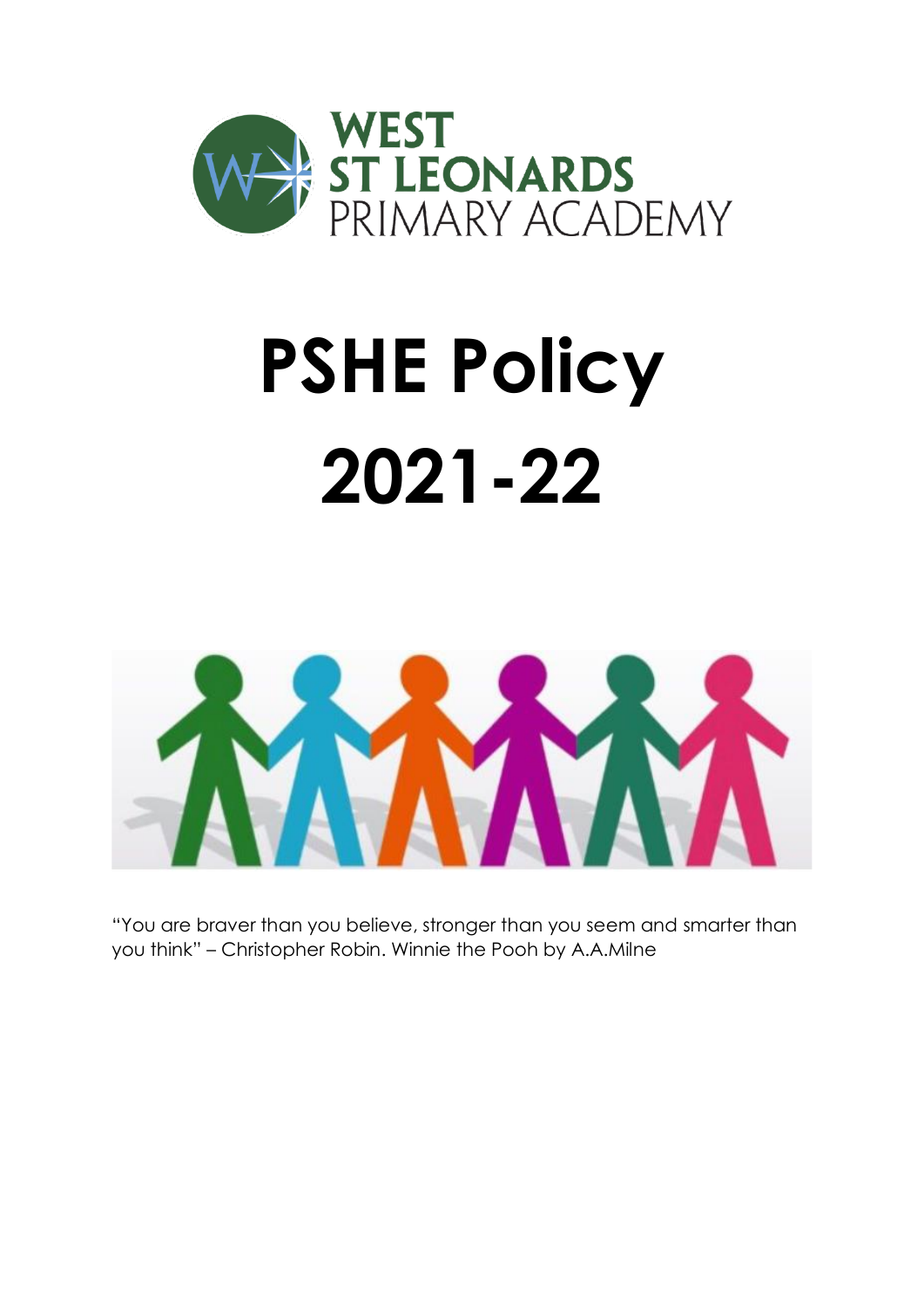WEST ST LEONARDS PRIMARY ACADEMY

# PSHE Policy 2021-22

"You are braver than you believe, stronger than you seem and smarter than you think" – Christopher Robin. Winnie the Pooh by A.A.Milne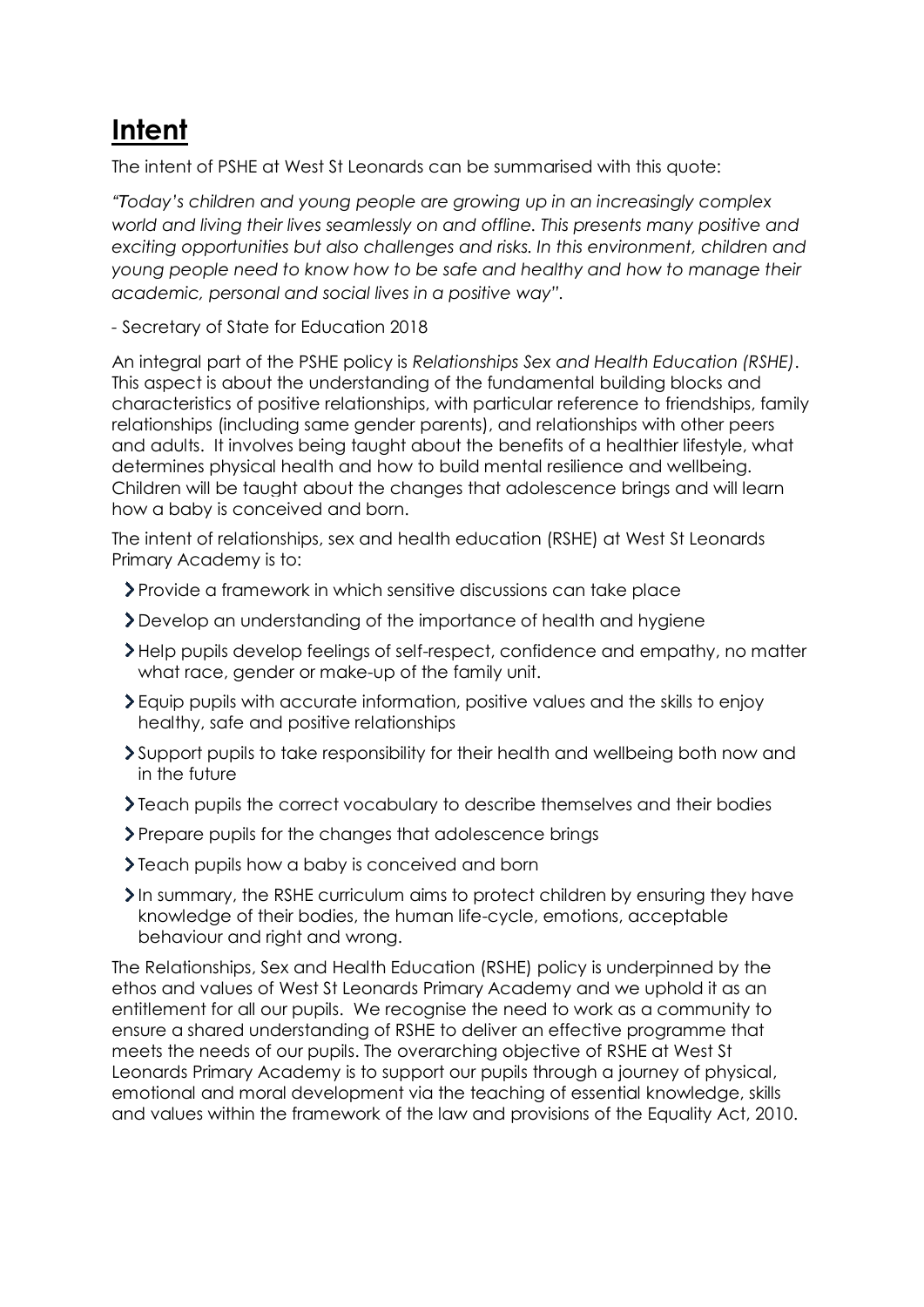# **Intent**

The intent of PSHE at West St Leonards can be summarised with this quote:

*"Today's children and young people are growing up in an increasingly complex world and living their lives seamlessly on and offline. This presents many positive and exciting opportunities but also challenges and risks. In this environment, children and young people need to know how to be safe and healthy and how to manage their academic, personal and social lives in a positive way".*

- Secretary of State for Education 2018

An integral part of the PSHE policy is *Relationships Sex and Health Education (RSHE)*. This aspect is about the understanding of the fundamental building blocks and characteristics of positive relationships, with particular reference to friendships, family relationships (including same gender parents), and relationships with other peers and adults. It involves being taught about the benefits of a healthier lifestyle, what determines physical health and how to build mental resilience and wellbeing. Children will be taught about the changes that adolescence brings and will learn how a baby is conceived and born.

The intent of relationships, sex and health education (RSHE) at West St Leonards Primary Academy is to:

- Provide a framework in which sensitive discussions can take place
- Develop an understanding of the importance of health and hygiene
- Help pupils develop feelings of self-respect, confidence and empathy, no matter what race, gender or make-up of the family unit.
- Equip pupils with accurate information, positive values and the skills to enjoy healthy, safe and positive relationships
- Support pupils to take responsibility for their health and wellbeing both now and in the future
- Teach pupils the correct vocabulary to describe themselves and their bodies
- Prepare pupils for the changes that adolescence brings
- Teach pupils how a baby is conceived and born
- In summary, the RSHE curriculum aims to protect children by ensuring they have knowledge of their bodies, the human life-cycle, emotions, acceptable behaviour and right and wrong.

The Relationships, Sex and Health Education (RSHE) policy is underpinned by the ethos and values of West St Leonards Primary Academy and we uphold it as an entitlement for all our pupils. We recognise the need to work as a community to ensure a shared understanding of RSHE to deliver an effective programme that meets the needs of our pupils. The overarching objective of RSHE at West St Leonards Primary Academy is to support our pupils through a journey of physical, emotional and moral development via the teaching of essential knowledge, skills and values within the framework of the law and provisions of the Equality Act, 2010.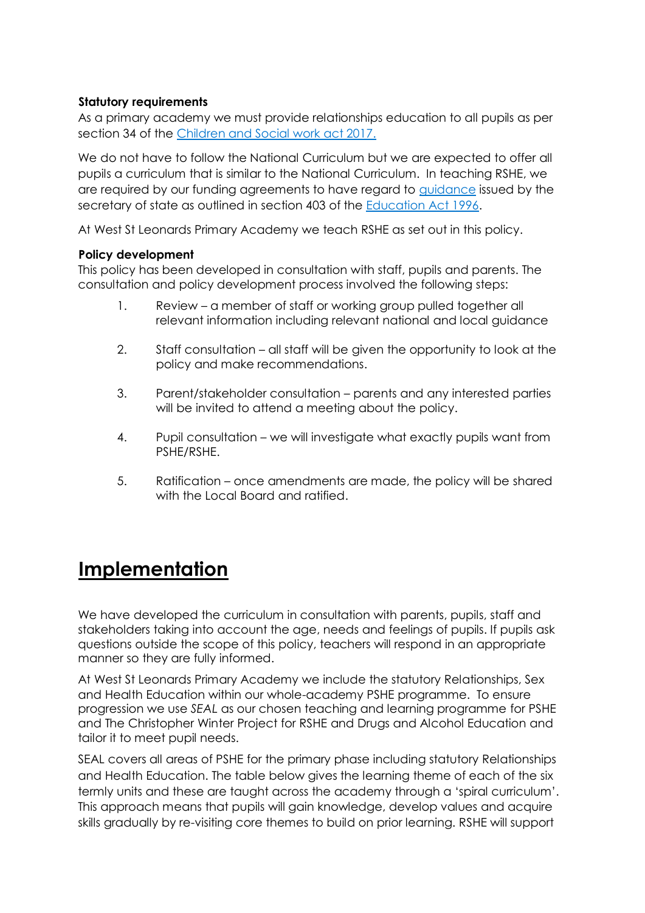**Statutory requirements**
As a primary academy we must provide relationships education to all pupils as per section 34 of the [Children and Social work act 2017.](#)

We do not have to follow the National Curriculum but we are expected to offer all pupils a curriculum that is similar to the National Curriculum. In teaching RSHE, we are required by our funding agreements to have regard to [guidance](#) issued by the secretary of state as outlined in section 403 of the [Education Act 1996](#).

At West St Leonards Primary Academy we teach RSHE as set out in this policy.

**Policy development**
This policy has been developed in consultation with staff, pupils and parents. The consultation and policy development process involved the following steps:

1. Review – a member of staff or working group pulled together all relevant information including relevant national and local guidance
2. Staff consultation – all staff will be given the opportunity to look at the policy and make recommendations.
3. Parent/stakeholder consultation – parents and any interested parties will be invited to attend a meeting about the policy.
4. Pupil consultation – we will investigate what exactly pupils want from PSHE/RSHE.
5. Ratification – once amendments are made, the policy will be shared with the Local Board and ratified.

# Implementation

We have developed the curriculum in consultation with parents, pupils, staff and stakeholders taking into account the age, needs and feelings of pupils. If pupils ask questions outside the scope of this policy, teachers will respond in an appropriate manner so they are fully informed.

At West St Leonards Primary Academy we include the statutory Relationships, Sex and Health Education within our whole-academy PSHE programme. To ensure progression we use *SEAL* as our chosen teaching and learning programme for PSHE and The Christopher Winter Project for RSHE and Drugs and Alcohol Education and tailor it to meet pupil needs.

SEAL covers all areas of PSHE for the primary phase including statutory Relationships and Health Education. The table below gives the learning theme of each of the six termly units and these are taught across the academy through a 'spiral curriculum'. This approach means that pupils will gain knowledge, develop values and acquire skills gradually by re-visiting core themes to build on prior learning. RSHE will support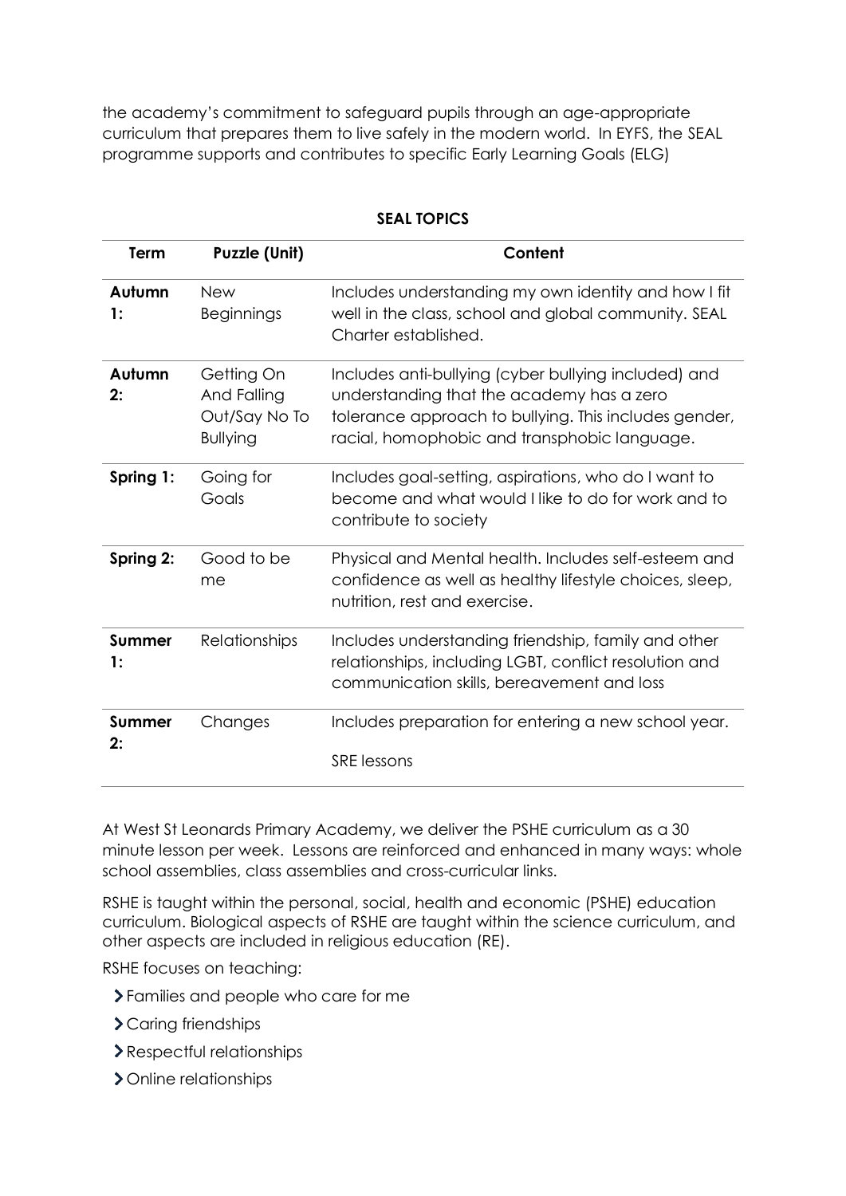the academy's commitment to safeguard pupils through an age-appropriate curriculum that prepares them to live safely in the modern world. In EYFS, the SEAL programme supports and contributes to specific Early Learning Goals (ELG)

**SEAL TOPICS**

| Term | Puzzle (Unit) | Content |
|---|---|---|
| **Autumn 1:** | New Beginnings | Includes understanding my own identity and how I fit well in the class, school and global community. SEAL Charter established. |
| **Autumn 2:** | Getting On And Falling Out/Say No To Bullying | Includes anti-bullying (cyber bullying included) and understanding that the academy has a zero tolerance approach to bullying. This includes gender, racial, homophobic and transphobic language. |
| **Spring 1:** | Going for Goals | Includes goal-setting, aspirations, who do I want to become and what would I like to do for work and to contribute to society |
| **Spring 2:** | Good to be me | Physical and Mental health. Includes self-esteem and confidence as well as healthy lifestyle choices, sleep, nutrition, rest and exercise. |
| **Summer 1:** | Relationships | Includes understanding friendship, family and other relationships, including LGBT, conflict resolution and communication skills, bereavement and loss |
| **Summer 2:** | Changes | Includes preparation for entering a new school year.<br><br>SRE lessons |

At West St Leonards Primary Academy, we deliver the PSHE curriculum as a 30 minute lesson per week. Lessons are reinforced and enhanced in many ways: whole school assemblies, class assemblies and cross-curricular links.

RSHE is taught within the personal, social, health and economic (PSHE) education curriculum. Biological aspects of RSHE are taught within the science curriculum, and other aspects are included in religious education (RE).

RSHE focuses on teaching:

- Families and people who care for me
- Caring friendships
- Respectful relationships
- Online relationships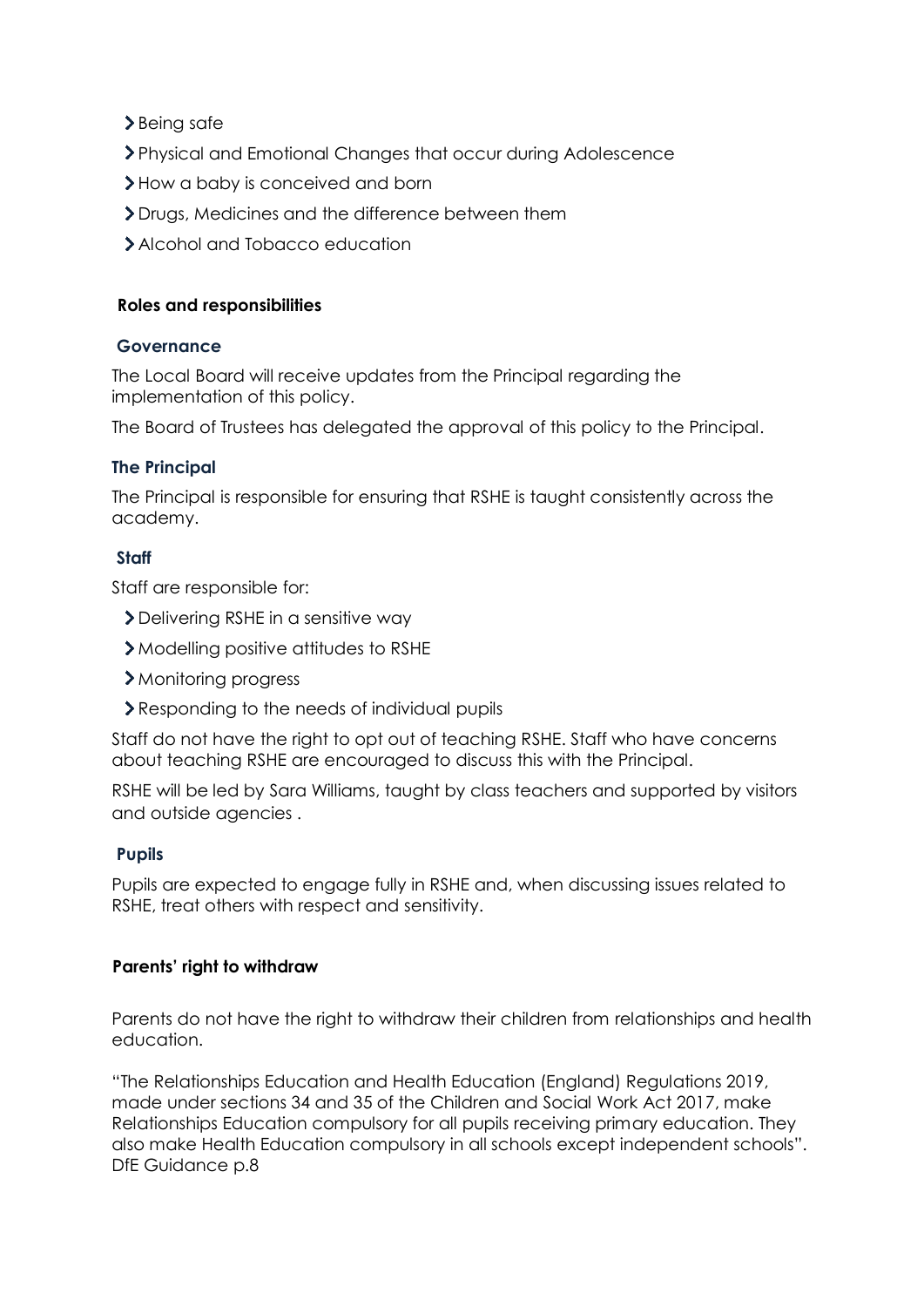- Being safe
- Physical and Emotional Changes that occur during Adolescence
- How a baby is conceived and born
- Drugs, Medicines and the difference between them
- Alcohol and Tobacco education

## Roles and responsibilities

### Governance

The Local Board will receive updates from the Principal regarding the implementation of this policy.

The Board of Trustees has delegated the approval of this policy to the Principal.

### The Principal

The Principal is responsible for ensuring that RSHE is taught consistently across the academy.

### Staff

Staff are responsible for:

- Delivering RSHE in a sensitive way
- Modelling positive attitudes to RSHE
- Monitoring progress
- Responding to the needs of individual pupils

Staff do not have the right to opt out of teaching RSHE. Staff who have concerns about teaching RSHE are encouraged to discuss this with the Principal.

RSHE will be led by Sara Williams, taught by class teachers and supported by visitors and outside agencies .

### Pupils

Pupils are expected to engage fully in RSHE and, when discussing issues related to RSHE, treat others with respect and sensitivity.

## Parents' right to withdraw

Parents do not have the right to withdraw their children from relationships and health education.

"The Relationships Education and Health Education (England) Regulations 2019, made under sections 34 and 35 of the Children and Social Work Act 2017, make Relationships Education compulsory for all pupils receiving primary education. They also make Health Education compulsory in all schools except independent schools". DfE Guidance p.8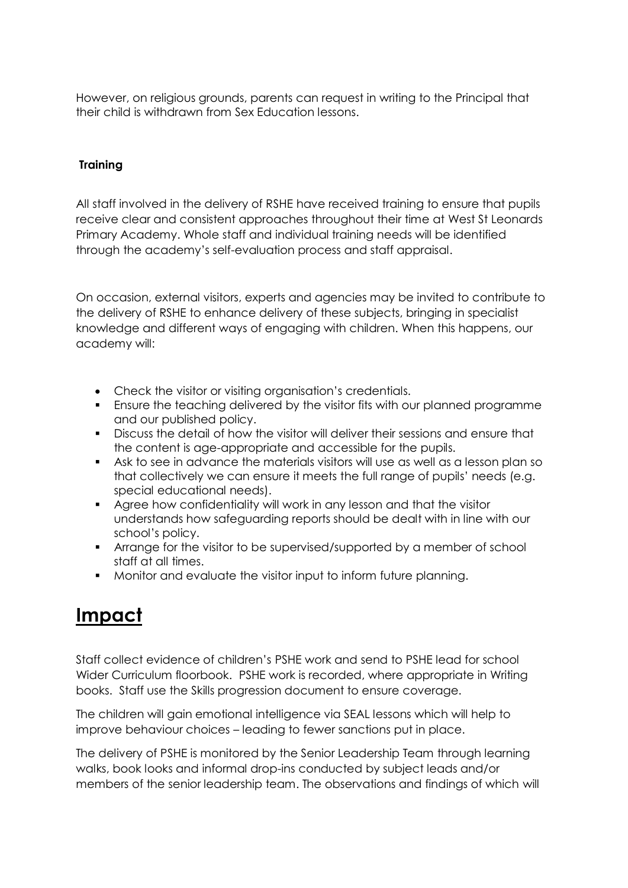However, on religious grounds, parents can request in writing to the Principal that their child is withdrawn from Sex Education lessons.

**Training**

All staff involved in the delivery of RSHE have received training to ensure that pupils receive clear and consistent approaches throughout their time at West St Leonards Primary Academy. Whole staff and individual training needs will be identified through the academy's self-evaluation process and staff appraisal.

On occasion, external visitors, experts and agencies may be invited to contribute to the delivery of RSHE to enhance delivery of these subjects, bringing in specialist knowledge and different ways of engaging with children. When this happens, our academy will:

- Check the visitor or visiting organisation's credentials.
- Ensure the teaching delivered by the visitor fits with our planned programme and our published policy.
- Discuss the detail of how the visitor will deliver their sessions and ensure that the content is age-appropriate and accessible for the pupils.
- Ask to see in advance the materials visitors will use as well as a lesson plan so that collectively we can ensure it meets the full range of pupils' needs (e.g. special educational needs).
- Agree how confidentiality will work in any lesson and that the visitor understands how safeguarding reports should be dealt with in line with our school's policy.
- Arrange for the visitor to be supervised/supported by a member of school staff at all times.
- Monitor and evaluate the visitor input to inform future planning.

# Impact

Staff collect evidence of children's PSHE work and send to PSHE lead for school Wider Curriculum floorbook. PSHE work is recorded, where appropriate in Writing books. Staff use the Skills progression document to ensure coverage.

The children will gain emotional intelligence via SEAL lessons which will help to improve behaviour choices – leading to fewer sanctions put in place.

The delivery of PSHE is monitored by the Senior Leadership Team through learning walks, book looks and informal drop-ins conducted by subject leads and/or members of the senior leadership team. The observations and findings of which will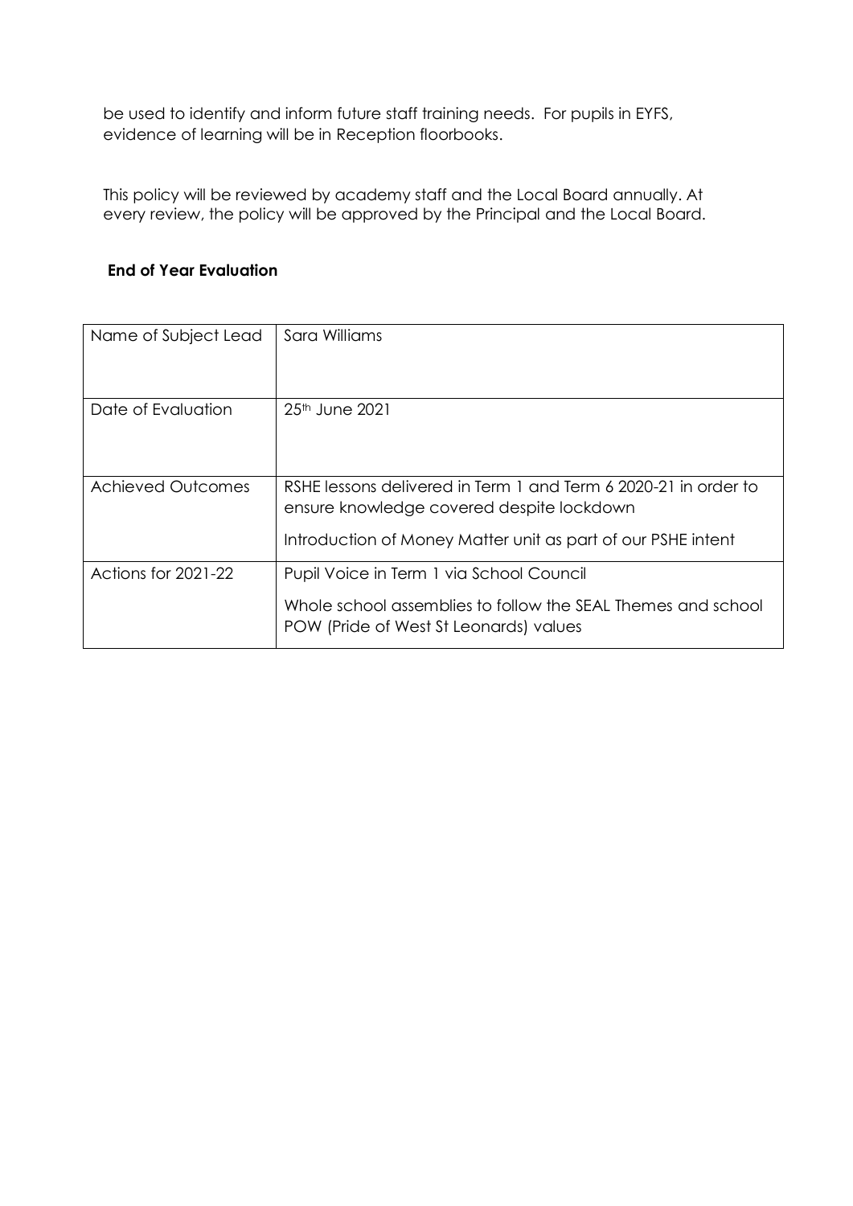be used to identify and inform future staff training needs. For pupils in EYFS, evidence of learning will be in Reception floorbooks.

This policy will be reviewed by academy staff and the Local Board annually. At every review, the policy will be approved by the Principal and the Local Board.

**End of Year Evaluation**

| | |
|---|---|
| Name of Subject Lead | Sara Williams |
| Date of Evaluation | 25th June 2021 |
| Achieved Outcomes | RSHE lessons delivered in Term 1 and Term 6 2020-21 in order to ensure knowledge covered despite lockdown<br><br>Introduction of Money Matter unit as part of our PSHE intent |
| Actions for 2021-22 | Pupil Voice in Term 1 via School Council<br><br>Whole school assemblies to follow the SEAL Themes and school POW (Pride of West St Leonards) values |